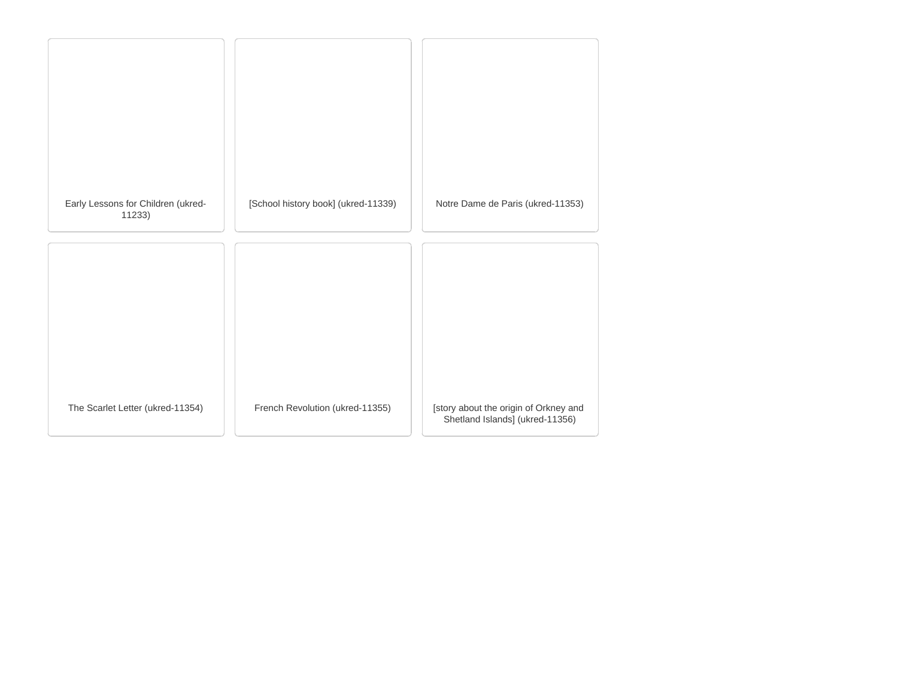Early Lessons for Children (ukred-11233)

[School history book] (ukred-11339)

Notre Dame de Paris (ukred-11353)

The Scarlet Letter (ukred-11354)

French Revolution (ukred-11355)

[story about the origin of Orkney and Shetland Islands] (ukred-11356)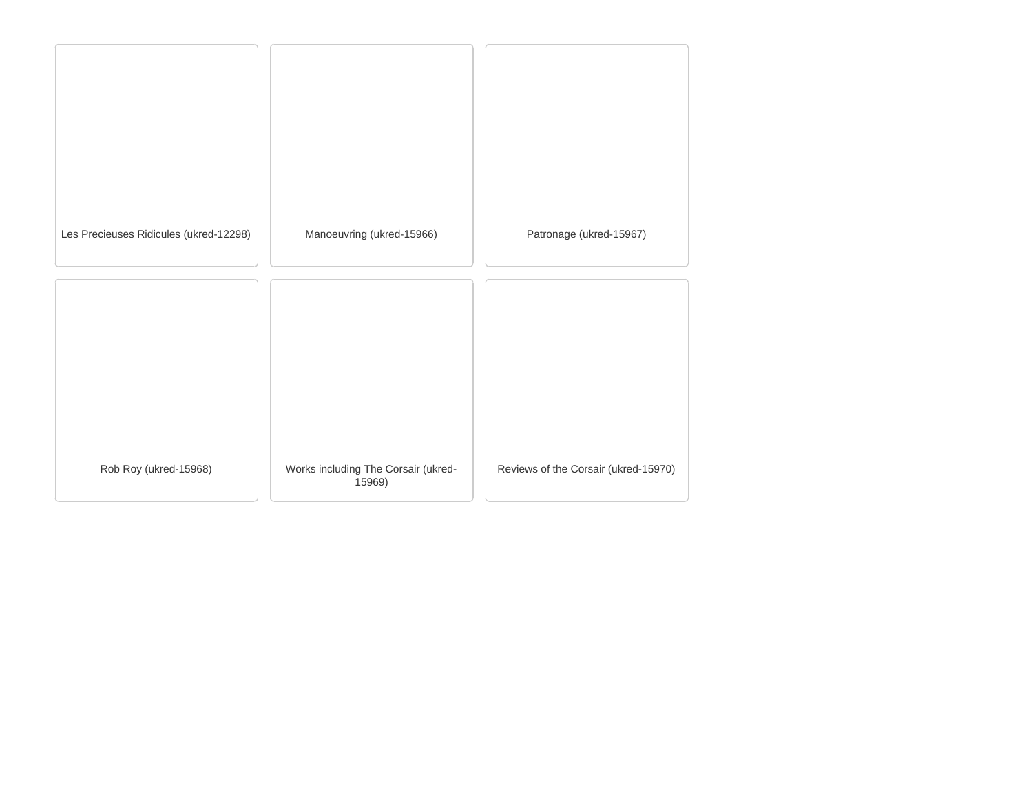Les Precieuses Ridicules (ukred-12298)

Manoeuvring (ukred-15966)

Patronage (ukred-15967)

Rob Roy (ukred-15968)

Works including The Corsair (ukred-15969)

Reviews of the Corsair (ukred-15970)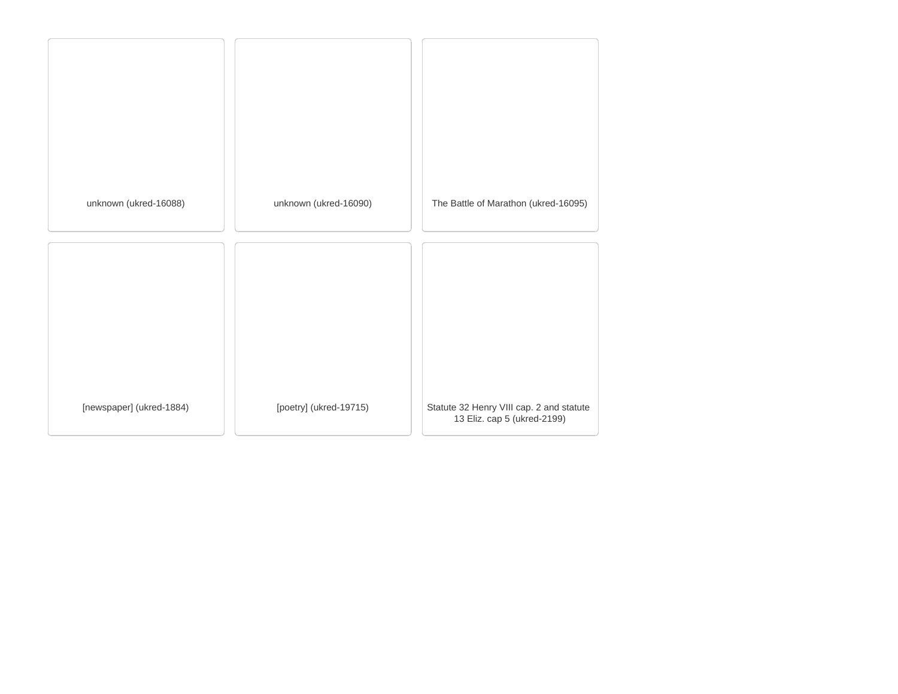unknown (ukred-16088)

unknown (ukred-16090)

The Battle of Marathon (ukred-16095)

[newspaper] (ukred-1884)

[poetry] (ukred-19715)

Statute 32 Henry VIII cap. 2 and statute 13 Eliz. cap 5 (ukred-2199)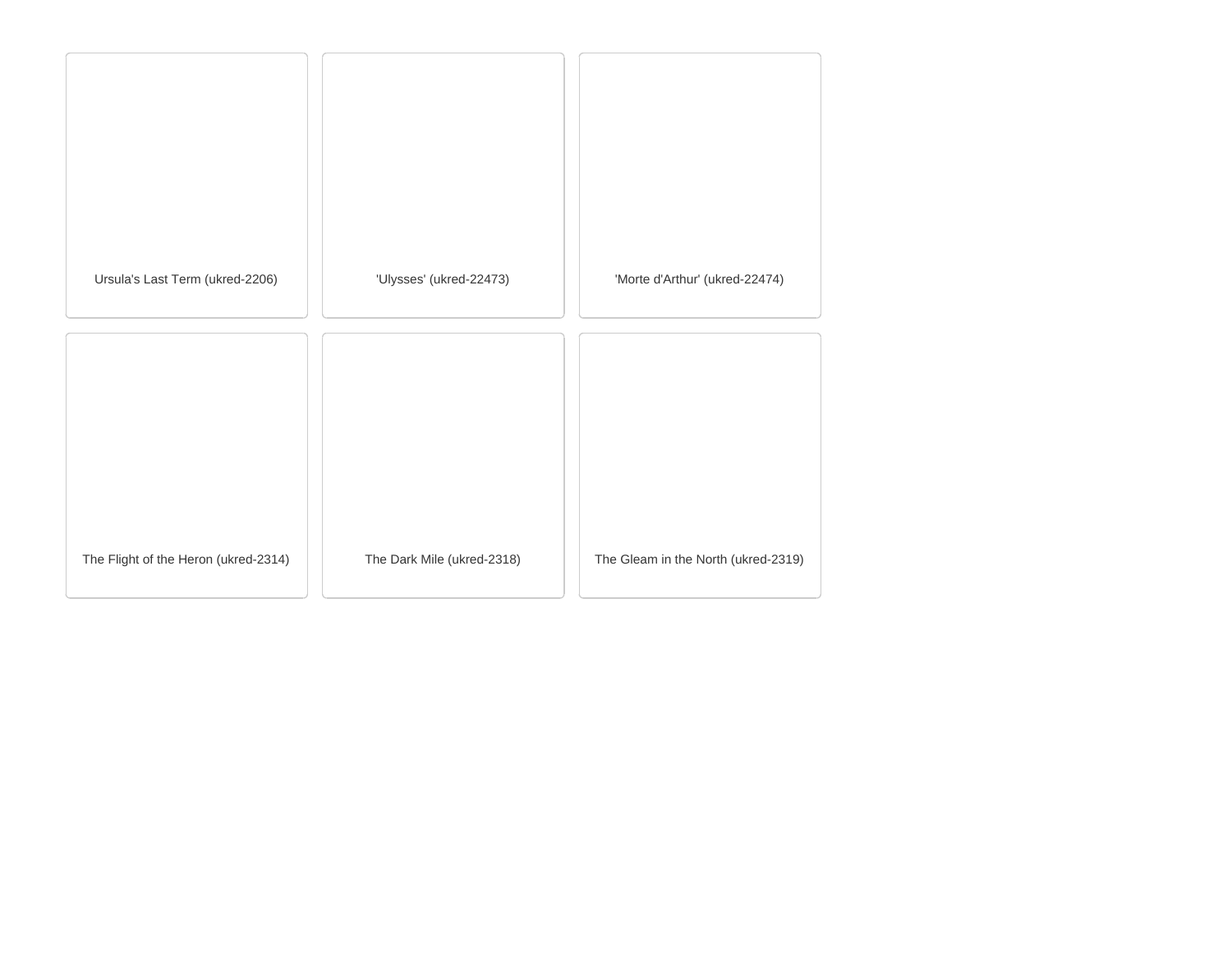Ursula's Last Term (ukred-2206)

'Ulysses' (ukred-22473)

'Morte d'Arthur' (ukred-22474)

The Flight of the Heron (ukred-2314)

The Dark Mile (ukred-2318)

The Gleam in the North (ukred-2319)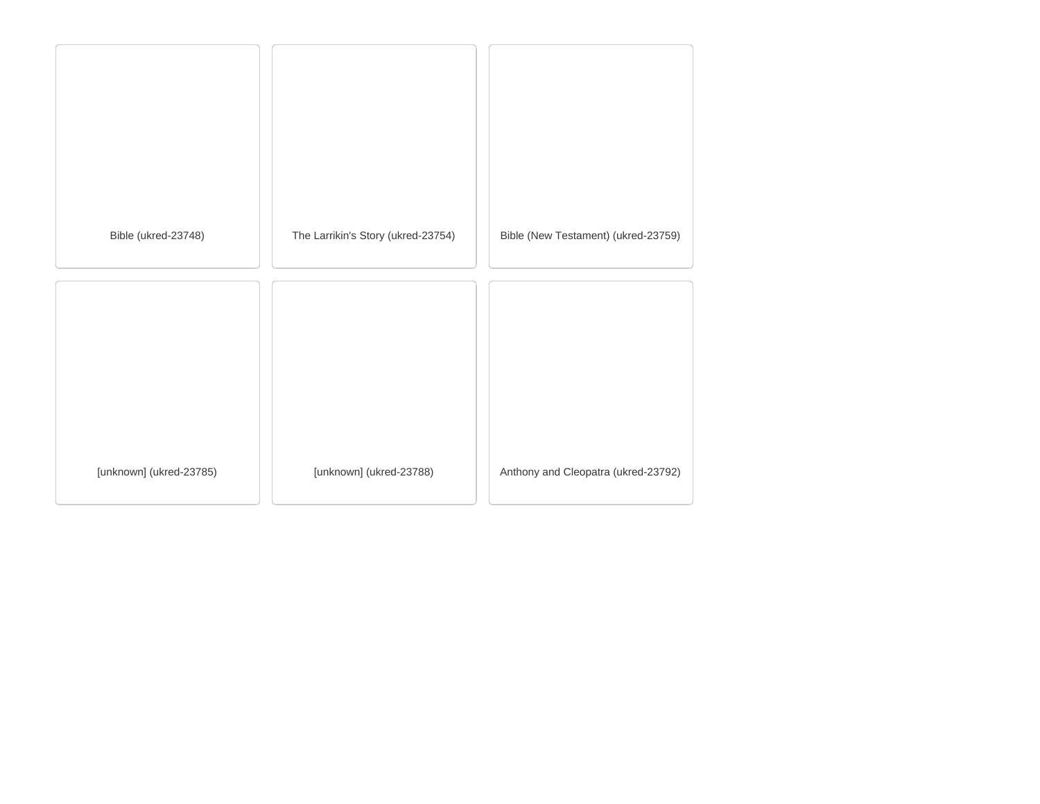Bible (ukred-23748)

The Larrikin's Story (ukred-23754)

Bible (New Testament) (ukred-23759)

[unknown] (ukred-23785)

[unknown] (ukred-23788)

Anthony and Cleopatra (ukred-23792)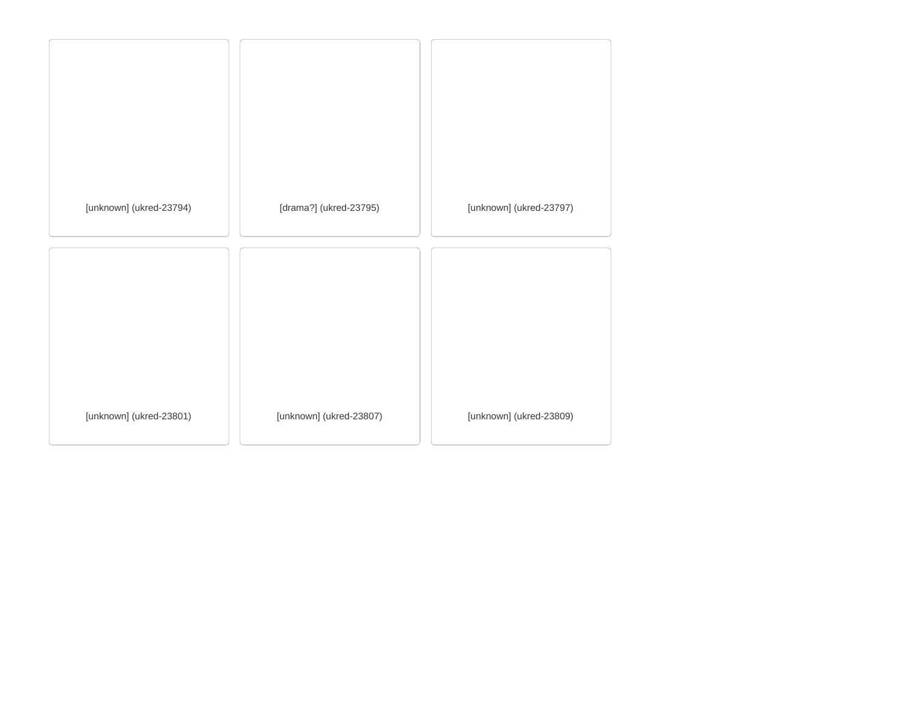[unknown] (ukred-23794)

[drama?] (ukred-23795)

[unknown] (ukred-23797)

[unknown] (ukred-23801)

[unknown] (ukred-23807)

[unknown] (ukred-23809)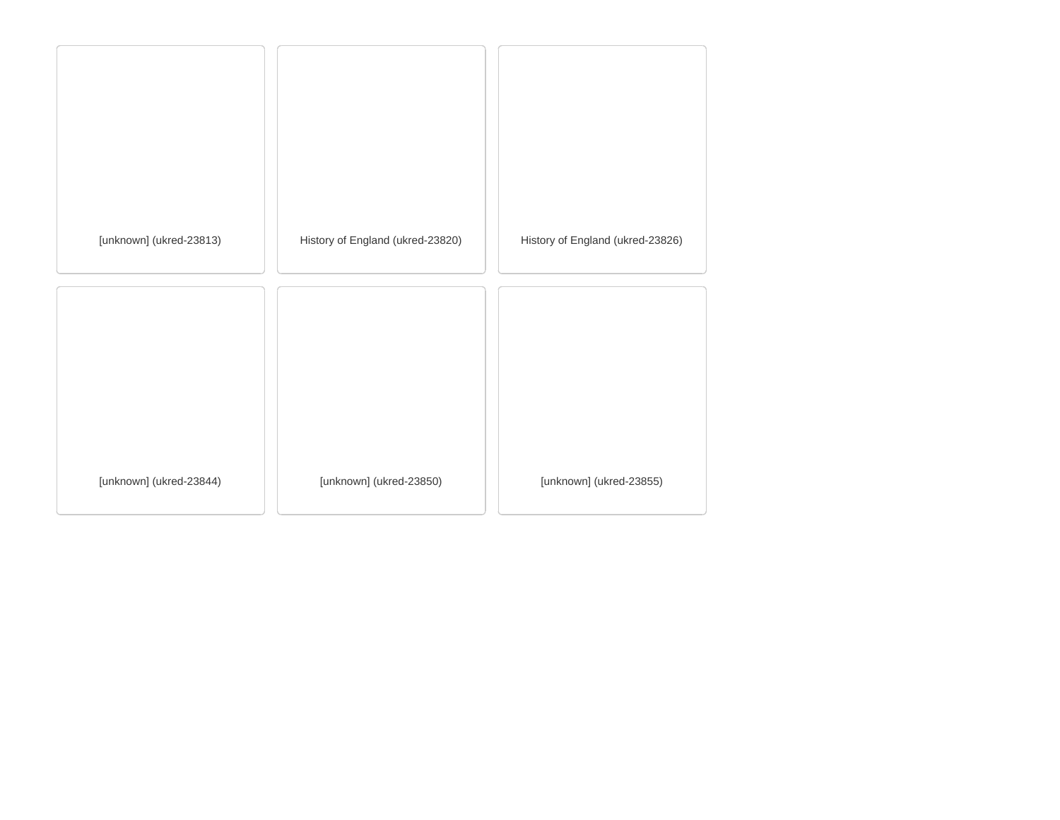[unknown] (ukred-23813)

History of England (ukred-23820)

History of England (ukred-23826)

[unknown] (ukred-23844)

[unknown] (ukred-23850)

[unknown] (ukred-23855)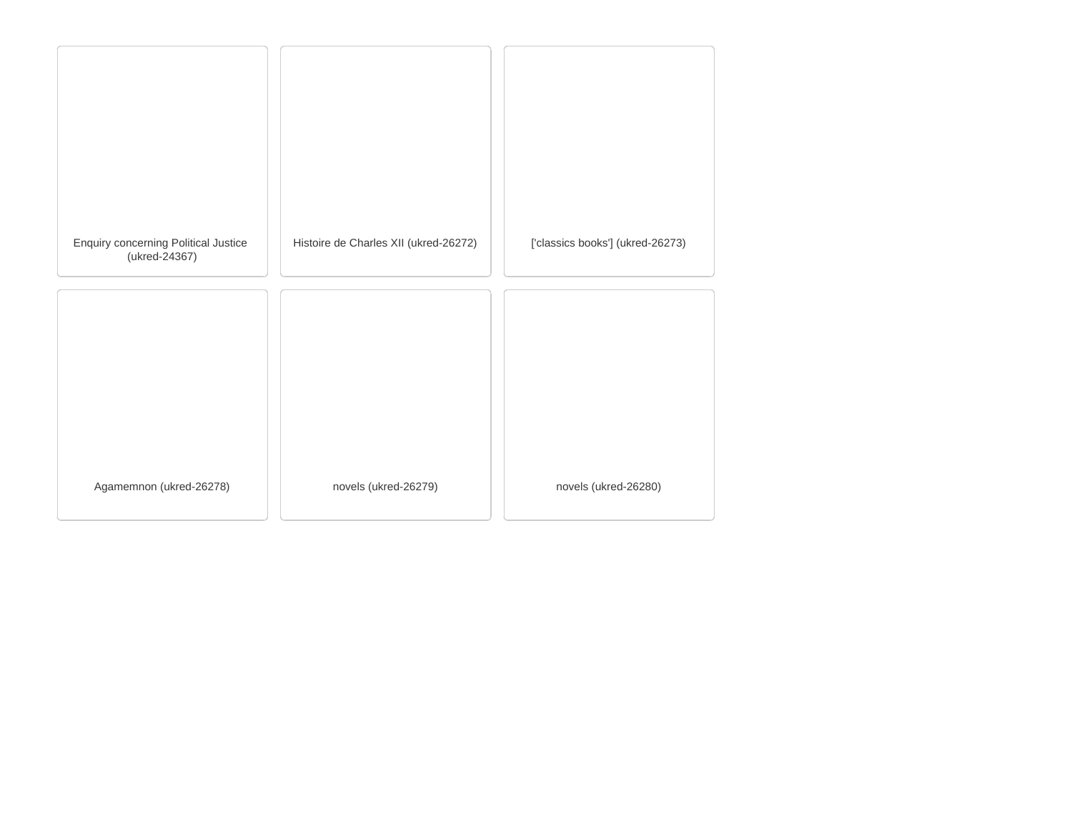Enquiry concerning Political Justice (ukred-24367)

Histoire de Charles XII (ukred-26272)

['classics books'] (ukred-26273)

Agamemnon (ukred-26278)

novels (ukred-26279)

novels (ukred-26280)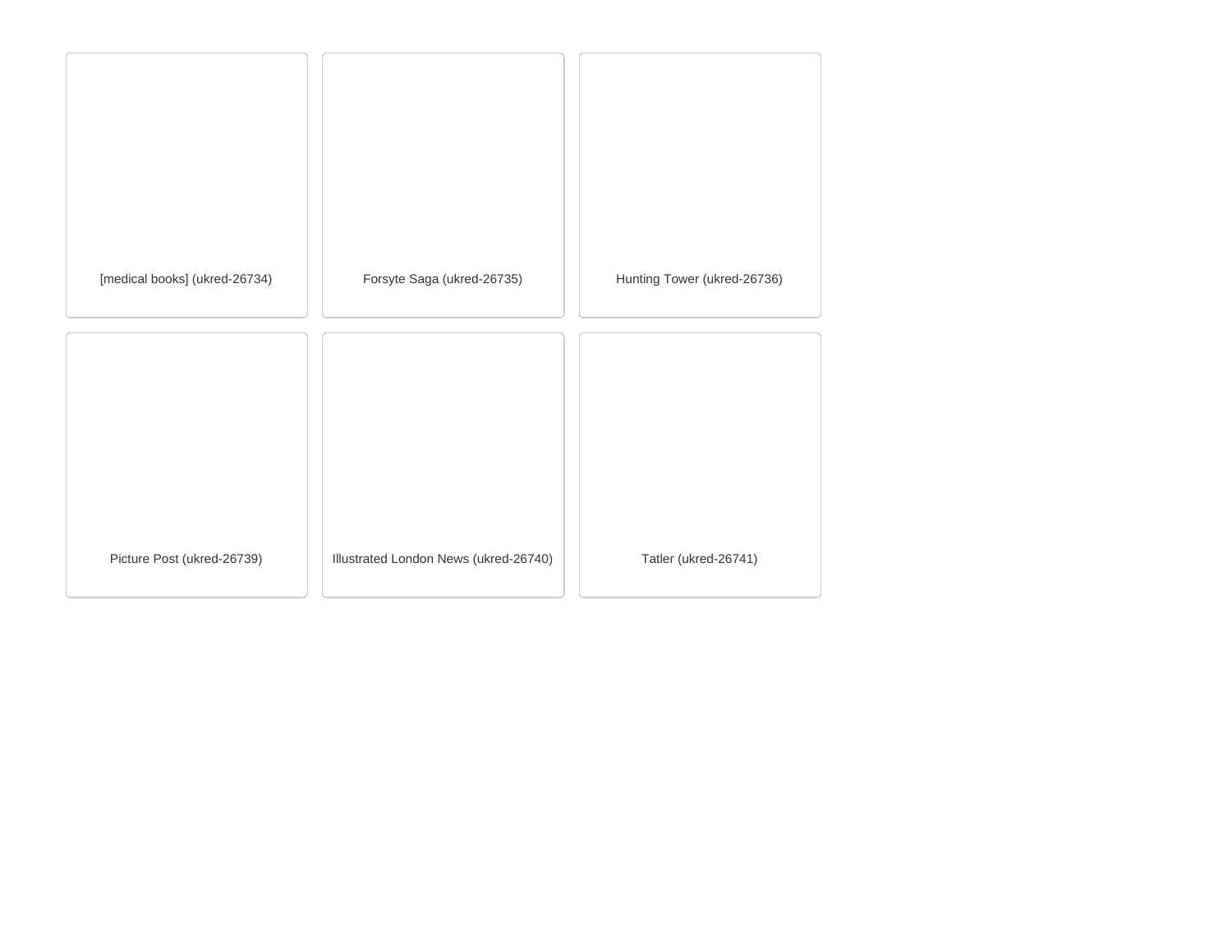[medical books] (ukred-26734)

Forsyte Saga (ukred-26735)

Hunting Tower (ukred-26736)

Picture Post (ukred-26739)

Illustrated London News (ukred-26740)

Tatler (ukred-26741)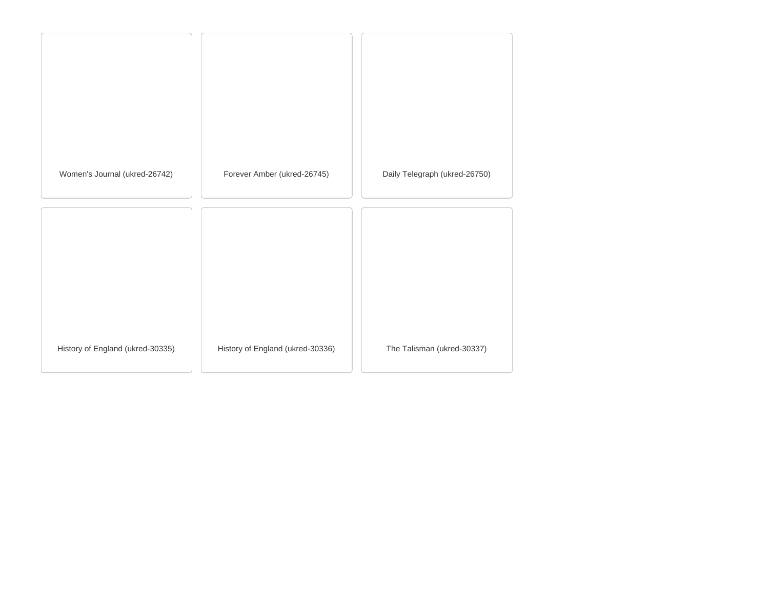Women's Journal (ukred-26742)

Forever Amber (ukred-26745)

Daily Telegraph (ukred-26750)

History of England (ukred-30335)

History of England (ukred-30336)

The Talisman (ukred-30337)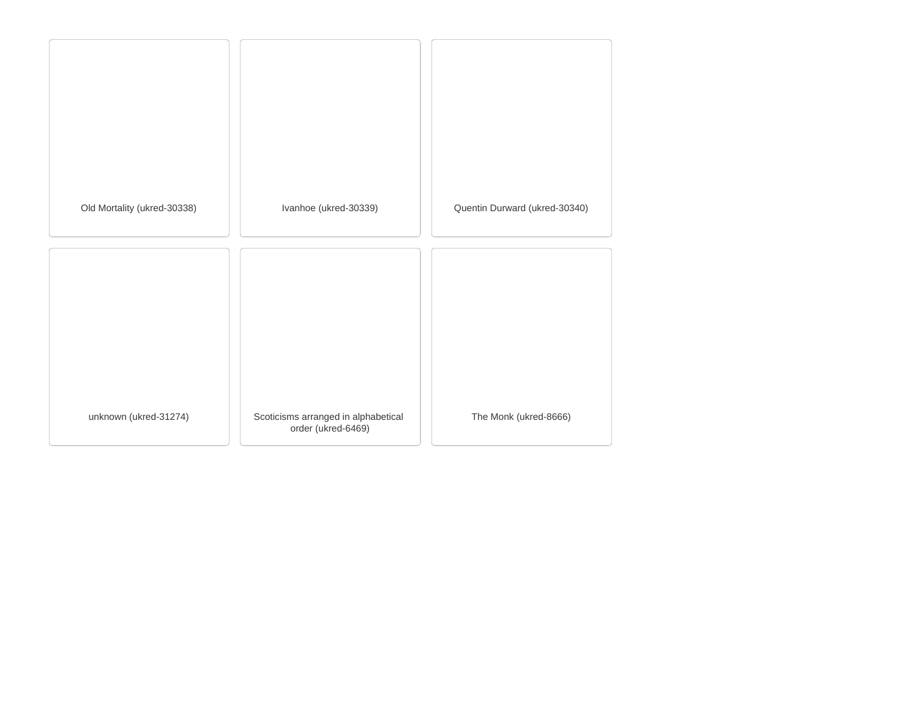Old Mortality (ukred-30338)

Ivanhoe (ukred-30339)

Quentin Durward (ukred-30340)

unknown (ukred-31274)

Scoticisms arranged in alphabetical order (ukred-6469)

The Monk (ukred-8666)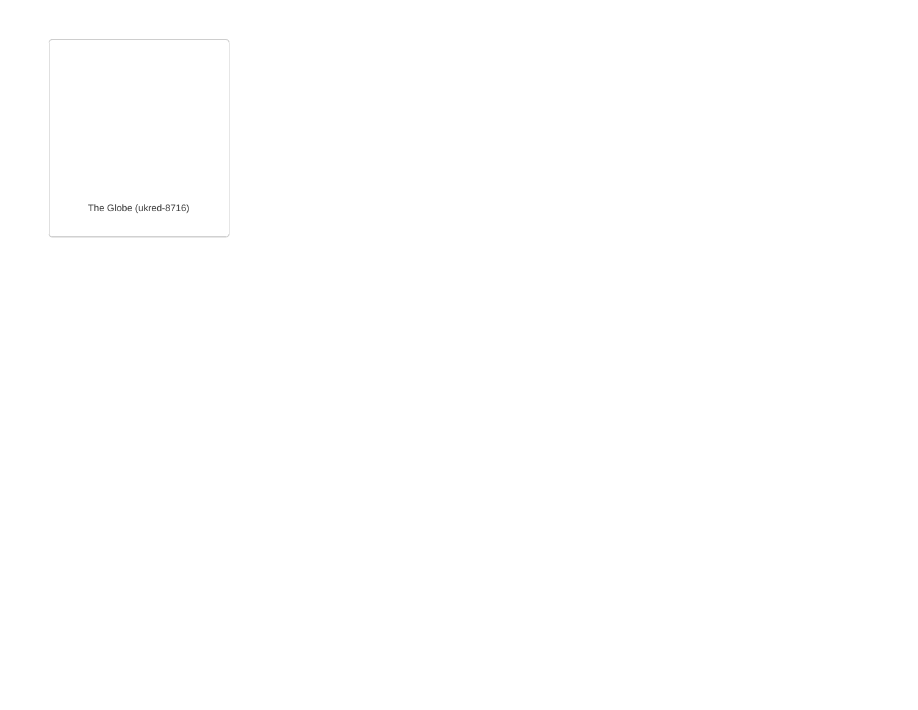The Globe (ukred-8716)